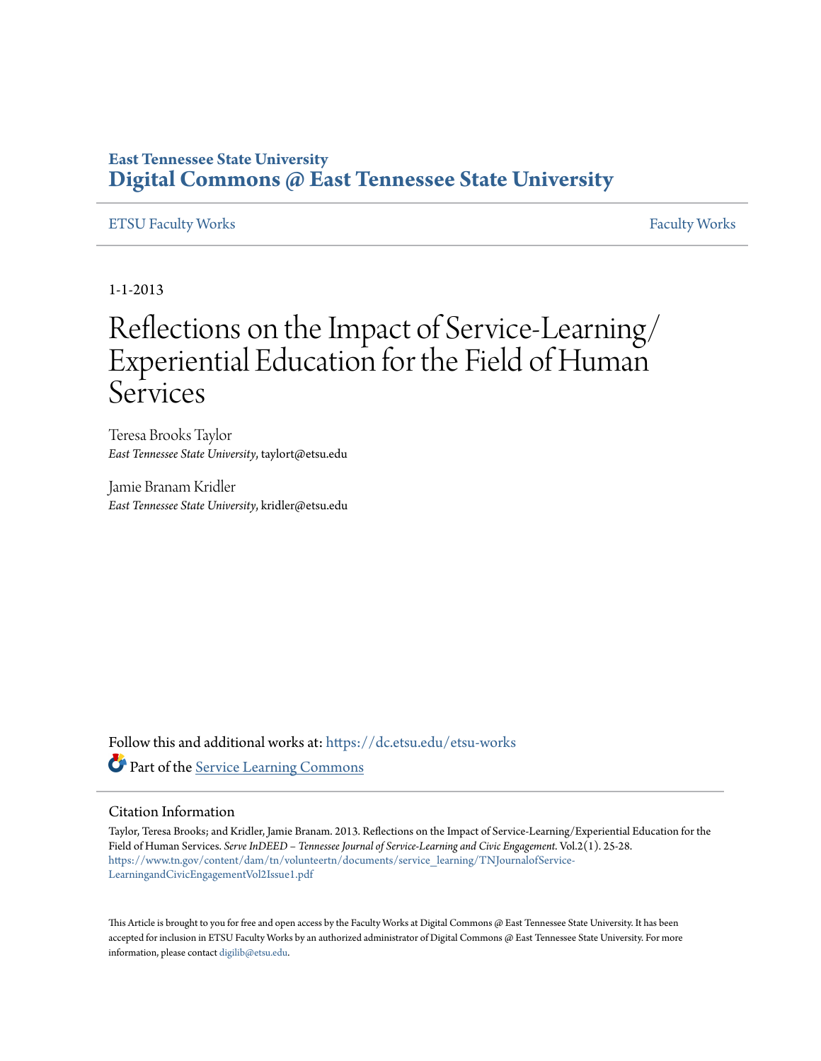East Tennessee State University

# Digital Commons @ East Tennessee State University

ETSU Faculty Works | Faculty Works

1-1-2013

# Reflections on the Impact of Service-Learning/Experiential Education for the Field of Human Services

Teresa Brooks Taylor
*East Tennessee State University*, taylort@etsu.edu

Jamie Branam Kridler
*East Tennessee State University*, kridler@etsu.edu

Follow this and additional works at: https://dc.etsu.edu/etsu-works

Part of the Service Learning Commons

## Citation Information

Taylor, Teresa Brooks; and Kridler, Jamie Branam. 2013. Reflections on the Impact of Service-Learning/Experiential Education for the Field of Human Services. *Serve InDEED – Tennessee Journal of Service-Learning and Civic Engagement*. Vol.2(1). 25-28. https://www.tn.gov/content/dam/tn/volunteertn/documents/service_learning/TNJournalofService-LearningandCivicEngagementVol2Issue1.pdf

This Article is brought to you for free and open access by the Faculty Works at Digital Commons @ East Tennessee State University. It has been accepted for inclusion in ETSU Faculty Works by an authorized administrator of Digital Commons @ East Tennessee State University. For more information, please contact digilib@etsu.edu.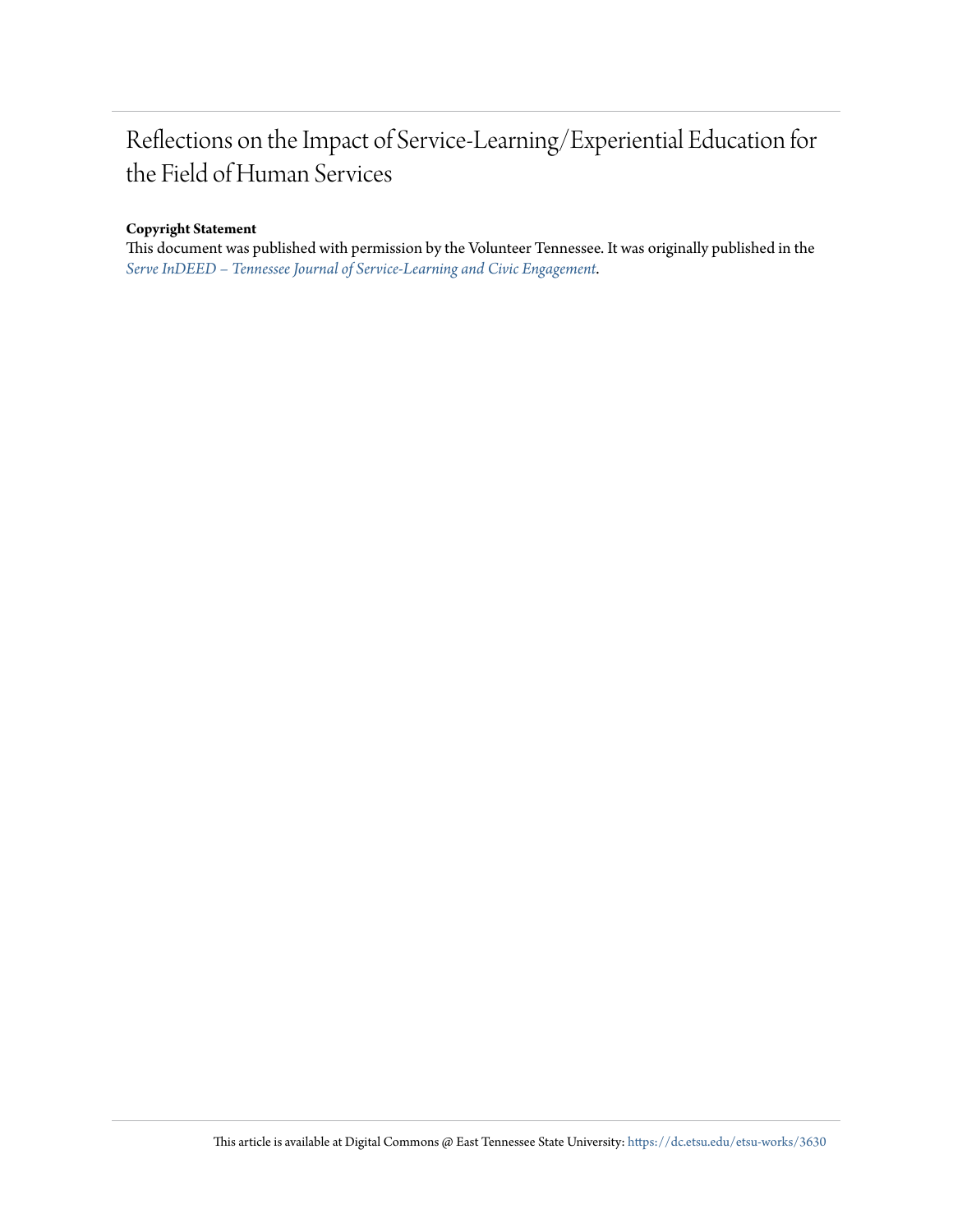# Reflections on the Impact of Service-Learning/Experiential Education for the Field of Human Services

**Copyright Statement**

This document was published with permission by the Volunteer Tennessee. It was originally published in the *Serve InDEED – Tennessee Journal of Service-Learning and Civic Engagement*.

This article is available at Digital Commons @ East Tennessee State University: https://dc.etsu.edu/etsu-works/3630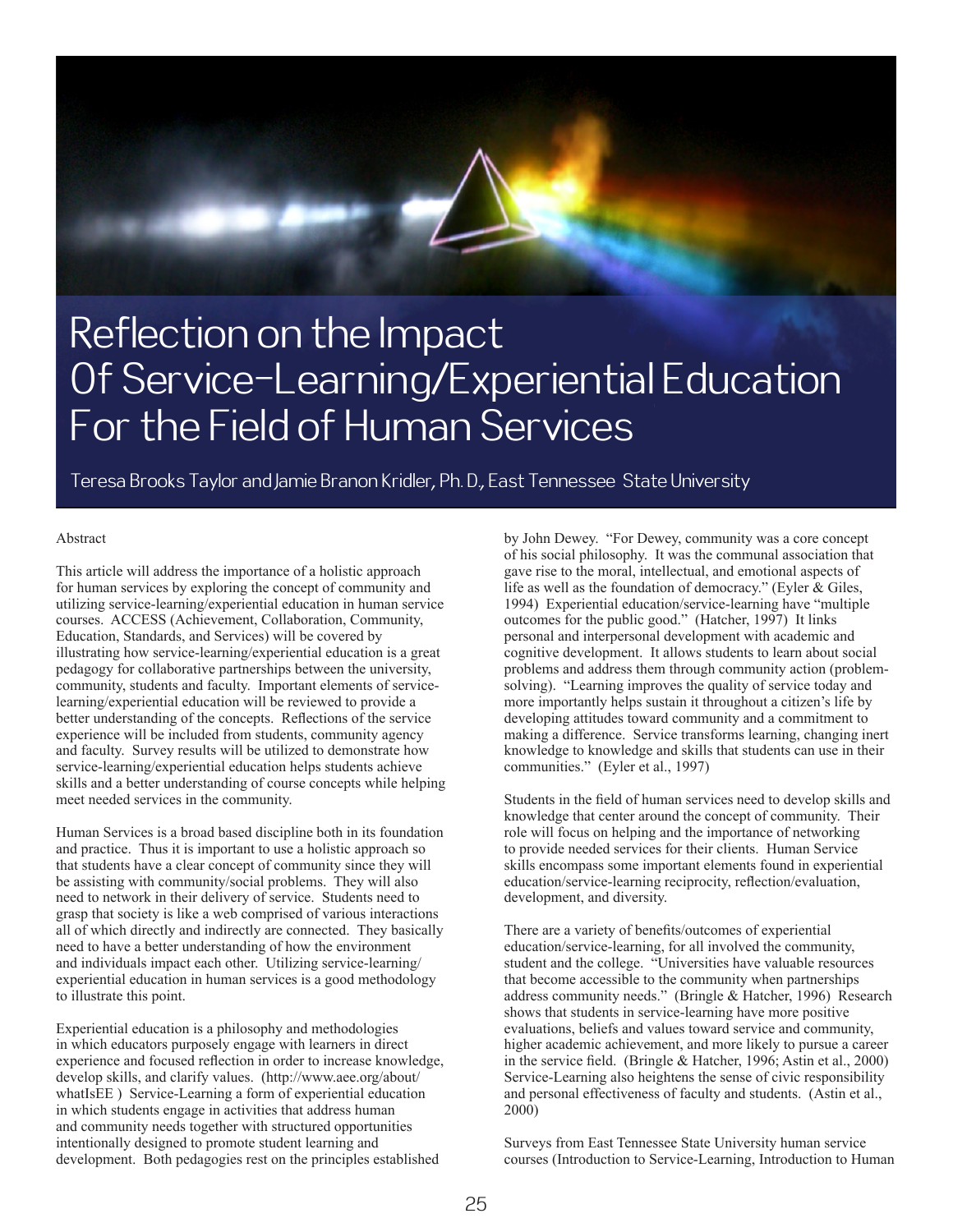// Page 3 of the document
# Reflection on the Impact Of Service-Learning/Experiential Education For the Field of Human Services

Teresa Brooks Taylor and Jamie Branon Kridler, Ph. D., East Tennessee State University

Abstract

This article will address the importance of a holistic approach for human services by exploring the concept of community and utilizing service-learning/experiential education in human service courses. ACCESS (Achievement, Collaboration, Community, Education, Standards, and Services) will be covered by illustrating how service-learning/experiential education is a great pedagogy for collaborative partnerships between the university, community, students and faculty. Important elements of service-learning/experiential education will be reviewed to provide a better understanding of the concepts. Reflections of the service experience will be included from students, community agency and faculty. Survey results will be utilized to demonstrate how service-learning/experiential education helps students achieve skills and a better understanding of course concepts while helping meet needed services in the community.

Human Services is a broad based discipline both in its foundation and practice. Thus it is important to use a holistic approach so that students have a clear concept of community since they will be assisting with community/social problems. They will also need to network in their delivery of service. Students need to grasp that society is like a web comprised of various interactions all of which directly and indirectly are connected. They basically need to have a better understanding of how the environment and individuals impact each other. Utilizing service-learning/experiential education in human services is a good methodology to illustrate this point.

Experiential education is a philosophy and methodologies in which educators purposely engage with learners in direct experience and focused reflection in order to increase knowledge, develop skills, and clarify values. (http://www.aee.org/about/whatIsEE ) Service-Learning a form of experiential education in which students engage in activities that address human and community needs together with structured opportunities intentionally designed to promote student learning and development. Both pedagogies rest on the principles established by John Dewey. "For Dewey, community was a core concept of his social philosophy. It was the communal association that gave rise to the moral, intellectual, and emotional aspects of life as well as the foundation of democracy." (Eyler & Giles, 1994) Experiential education/service-learning have "multiple outcomes for the public good." (Hatcher, 1997) It links personal and interpersonal development with academic and cognitive development. It allows students to learn about social problems and address them through community action (problem-solving). "Learning improves the quality of service today and more importantly helps sustain it throughout a citizen's life by developing attitudes toward community and a commitment to making a difference. Service transforms learning, changing inert knowledge to knowledge and skills that students can use in their communities." (Eyler et al., 1997)

Students in the field of human services need to develop skills and knowledge that center around the concept of community. Their role will focus on helping and the importance of networking to provide needed services for their clients. Human Service skills encompass some important elements found in experiential education/service-learning reciprocity, reflection/evaluation, development, and diversity.

There are a variety of benefits/outcomes of experiential education/service-learning, for all involved the community, student and the college. "Universities have valuable resources that become accessible to the community when partnerships address community needs." (Bringle & Hatcher, 1996) Research shows that students in service-learning have more positive evaluations, beliefs and values toward service and community, higher academic achievement, and more likely to pursue a career in the service field. (Bringle & Hatcher, 1996; Astin et al., 2000) Service-Learning also heightens the sense of civic responsibility and personal effectiveness of faculty and students. (Astin et al., 2000)

Surveys from East Tennessee State University human service courses (Introduction to Service-Learning, Introduction to Human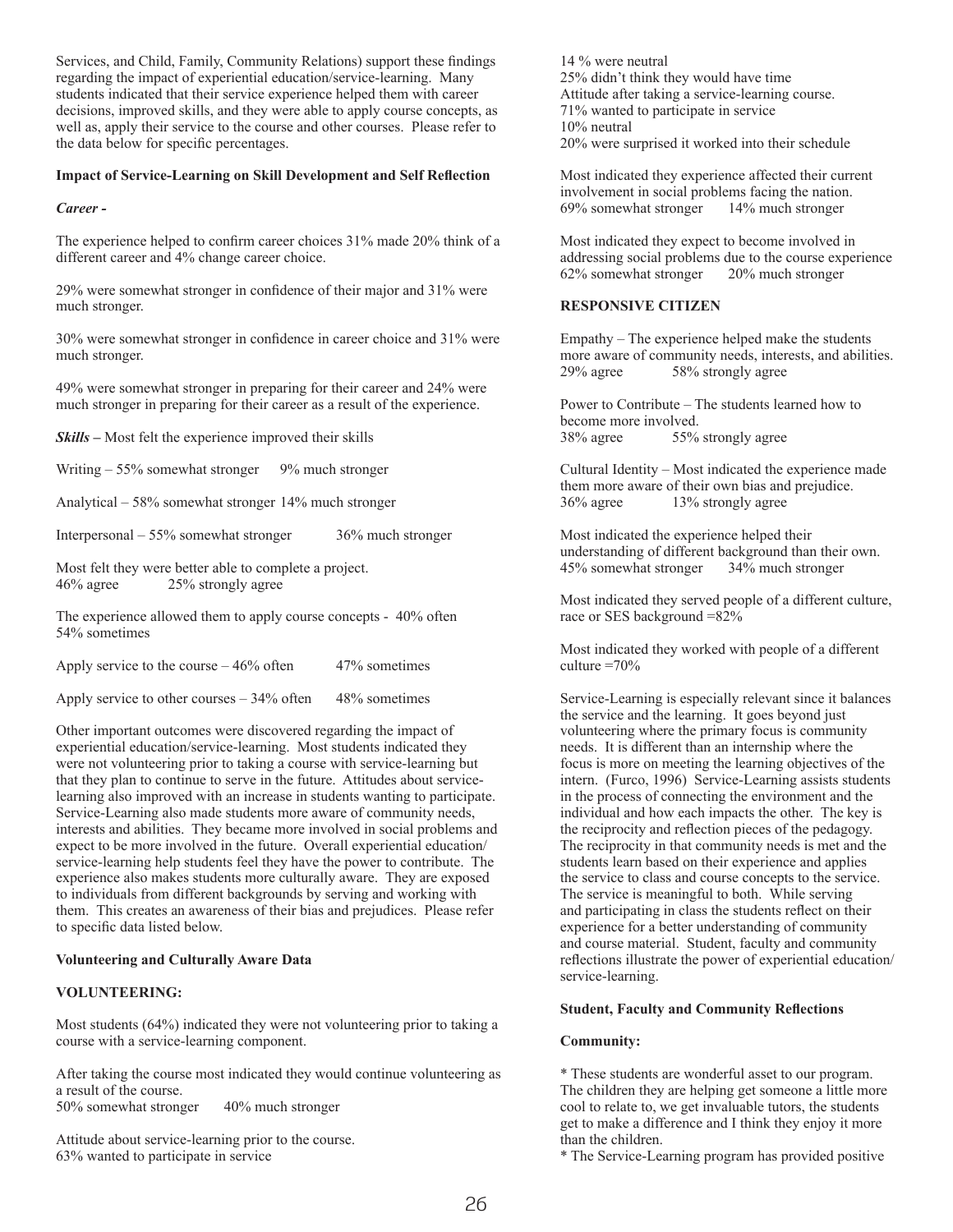Services, and Child, Family, Community Relations) support these findings regarding the impact of experiential education/service-learning. Many students indicated that their service experience helped them with career decisions, improved skills, and they were able to apply course concepts, as well as, apply their service to the course and other courses. Please refer to the data below for specific percentages.

**Impact of Service-Learning on Skill Development and Self Reflection**

***Career -***

The experience helped to confirm career choices 31% made 20% think of a different career and 4% change career choice.

29% were somewhat stronger in confidence of their major and 31% were much stronger.

30% were somewhat stronger in confidence in career choice and 31% were much stronger.

49% were somewhat stronger in preparing for their career and 24% were much stronger in preparing for their career as a result of the experience.

***Skills –*** Most felt the experience improved their skills

Writing – 55% somewhat stronger 9% much stronger

Analytical – 58% somewhat stronger 14% much stronger

Interpersonal – 55% somewhat stronger 36% much stronger

Most felt they were better able to complete a project.
46% agree 25% strongly agree

The experience allowed them to apply course concepts - 40% often 54% sometimes

Apply service to the course – 46% often 47% sometimes

Apply service to other courses – 34% often 48% sometimes

Other important outcomes were discovered regarding the impact of experiential education/service-learning. Most students indicated they were not volunteering prior to taking a course with service-learning but that they plan to continue to serve in the future. Attitudes about service-learning also improved with an increase in students wanting to participate. Service-Learning also made students more aware of community needs, interests and abilities. They became more involved in social problems and expect to be more involved in the future. Overall experiential education/service-learning help students feel they have the power to contribute. The experience also makes students more culturally aware. They are exposed to individuals from different backgrounds by serving and working with them. This creates an awareness of their bias and prejudices. Please refer to specific data listed below.

**Volunteering and Culturally Aware Data**

**VOLUNTEERING:**

Most students (64%) indicated they were not volunteering prior to taking a course with a service-learning component.

After taking the course most indicated they would continue volunteering as a result of the course.
50% somewhat stronger 40% much stronger

Attitude about service-learning prior to the course.
63% wanted to participate in service
14 % were neutral
25% didn't think they would have time
Attitude after taking a service-learning course.
71% wanted to participate in service
10% neutral
20% were surprised it worked into their schedule

Most indicated they experience affected their current involvement in social problems facing the nation.
69% somewhat stronger 14% much stronger

Most indicated they expect to become involved in addressing social problems due to the course experience
62% somewhat stronger 20% much stronger

**RESPONSIVE CITIZEN**

Empathy – The experience helped make the students more aware of community needs, interests, and abilities.
29% agree 58% strongly agree

Power to Contribute – The students learned how to become more involved.
38% agree 55% strongly agree

Cultural Identity – Most indicated the experience made them more aware of their own bias and prejudice.
36% agree 13% strongly agree

Most indicated the experience helped their understanding of different background than their own.
45% somewhat stronger 34% much stronger

Most indicated they served people of a different culture, race or SES background =82%

Most indicated they worked with people of a different culture =70%

Service-Learning is especially relevant since it balances the service and the learning. It goes beyond just volunteering where the primary focus is community needs. It is different than an internship where the focus is more on meeting the learning objectives of the intern. (Furco, 1996) Service-Learning assists students in the process of connecting the environment and the individual and how each impacts the other. The key is the reciprocity and reflection pieces of the pedagogy. The reciprocity in that community needs is met and the students learn based on their experience and applies the service to class and course concepts to the service. The service is meaningful to both. While serving and participating in class the students reflect on their experience for a better understanding of community and course material. Student, faculty and community reflections illustrate the power of experiential education/service-learning.

**Student, Faculty and Community Reflections**

**Community:**

* These students are wonderful asset to our program. The children they are helping get someone a little more cool to relate to, we get invaluable tutors, the students get to make a difference and I think they enjoy it more than the children.
* The Service-Learning program has provided positive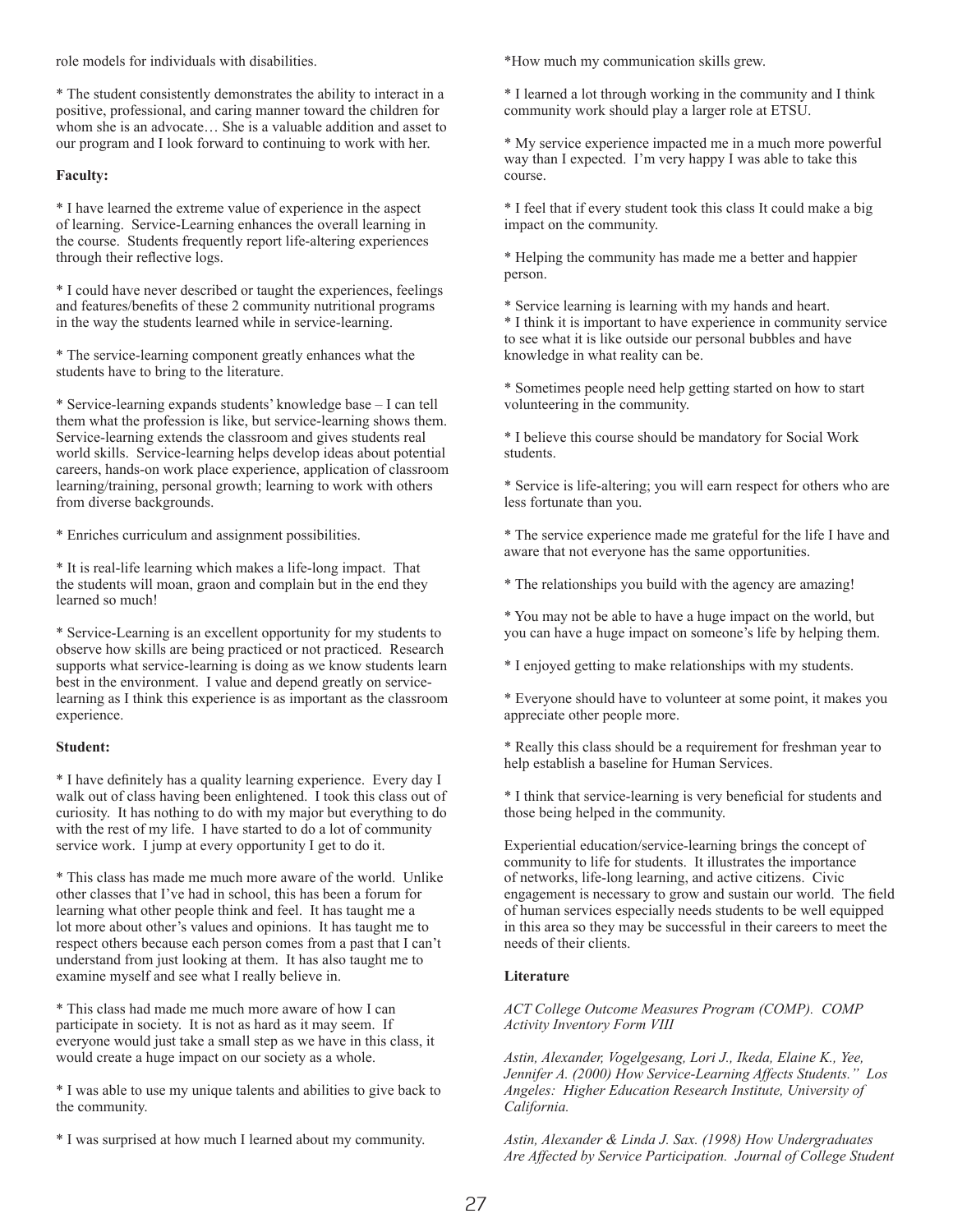role models for individuals with disabilities.

* The student consistently demonstrates the ability to interact in a positive, professional, and caring manner toward the children for whom she is an advocate… She is a valuable addition and asset to our program and I look forward to continuing to work with her.

**Faculty:**

* I have learned the extreme value of experience in the aspect of learning. Service-Learning enhances the overall learning in the course. Students frequently report life-altering experiences through their reflective logs.

* I could have never described or taught the experiences, feelings and features/benefits of these 2 community nutritional programs in the way the students learned while in service-learning.

* The service-learning component greatly enhances what the students have to bring to the literature.

* Service-learning expands students' knowledge base – I can tell them what the profession is like, but service-learning shows them. Service-learning extends the classroom and gives students real world skills. Service-learning helps develop ideas about potential careers, hands-on work place experience, application of classroom learning/training, personal growth; learning to work with others from diverse backgrounds.

* Enriches curriculum and assignment possibilities.

* It is real-life learning which makes a life-long impact. That the students will moan, graon and complain but in the end they learned so much!

* Service-Learning is an excellent opportunity for my students to observe how skills are being practiced or not practiced. Research supports what service-learning is doing as we know students learn best in the environment. I value and depend greatly on service-learning as I think this experience is as important as the classroom experience.

**Student:**

* I have definitely has a quality learning experience. Every day I walk out of class having been enlightened. I took this class out of curiosity. It has nothing to do with my major but everything to do with the rest of my life. I have started to do a lot of community service work. I jump at every opportunity I get to do it.

* This class has made me much more aware of the world. Unlike other classes that I've had in school, this has been a forum for learning what other people think and feel. It has taught me a lot more about other's values and opinions. It has taught me to respect others because each person comes from a past that I can't understand from just looking at them. It has also taught me to examine myself and see what I really believe in.

* This class had made me much more aware of how I can participate in society. It is not as hard as it may seem. If everyone would just take a small step as we have in this class, it would create a huge impact on our society as a whole.

* I was able to use my unique talents and abilities to give back to the community.

* I was surprised at how much I learned about my community.

*How much my communication skills grew.

* I learned a lot through working in the community and I think community work should play a larger role at ETSU.

* My service experience impacted me in a much more powerful way than I expected. I'm very happy I was able to take this course.

* I feel that if every student took this class It could make a big impact on the community.

* Helping the community has made me a better and happier person.

* Service learning is learning with my hands and heart.

* I think it is important to have experience in community service to see what it is like outside our personal bubbles and have knowledge in what reality can be.

* Sometimes people need help getting started on how to start volunteering in the community.

* I believe this course should be mandatory for Social Work students.

* Service is life-altering; you will earn respect for others who are less fortunate than you.

* The service experience made me grateful for the life I have and aware that not everyone has the same opportunities.

* The relationships you build with the agency are amazing!

* You may not be able to have a huge impact on the world, but you can have a huge impact on someone's life by helping them.

* I enjoyed getting to make relationships with my students.

* Everyone should have to volunteer at some point, it makes you appreciate other people more.

* Really this class should be a requirement for freshman year to help establish a baseline for Human Services.

* I think that service-learning is very beneficial for students and those being helped in the community.

Experiential education/service-learning brings the concept of community to life for students. It illustrates the importance of networks, life-long learning, and active citizens. Civic engagement is necessary to grow and sustain our world. The field of human services especially needs students to be well equipped in this area so they may be successful in their careers to meet the needs of their clients.

**Literature**

*ACT College Outcome Measures Program (COMP). COMP Activity Inventory Form VIII*

*Astin, Alexander, Vogelgesang, Lori J., Ikeda, Elaine K., Yee, Jennifer A. (2000) How Service-Learning Affects Students." Los Angeles: Higher Education Research Institute, University of California.*

*Astin, Alexander & Linda J. Sax. (1998) How Undergraduates Are Affected by Service Participation. Journal of College Student*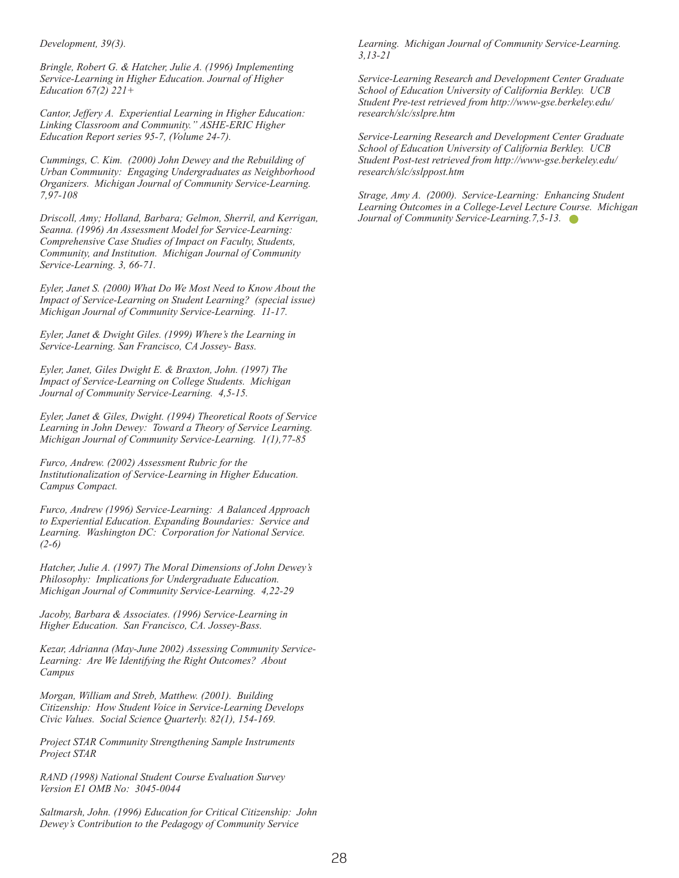*Development, 39(3).*

*Bringle, Robert G. & Hatcher, Julie A. (1996) Implementing Service-Learning in Higher Education. Journal of Higher Education 67(2) 221+*

*Cantor, Jeffery A. Experiential Learning in Higher Education: Linking Classroom and Community." ASHE-ERIC Higher Education Report series 95-7, (Volume 24-7).*

*Cummings, C. Kim. (2000) John Dewey and the Rebuilding of Urban Community: Engaging Undergraduates as Neighborhood Organizers. Michigan Journal of Community Service-Learning. 7,97-108*

*Driscoll, Amy; Holland, Barbara; Gelmon, Sherril, and Kerrigan, Seanna. (1996) An Assessment Model for Service-Learning: Comprehensive Case Studies of Impact on Faculty, Students, Community, and Institution. Michigan Journal of Community Service-Learning. 3, 66-71.*

*Eyler, Janet S. (2000) What Do We Most Need to Know About the Impact of Service-Learning on Student Learning? (special issue) Michigan Journal of Community Service-Learning. 11-17.*

*Eyler, Janet & Dwight Giles. (1999) Where's the Learning in Service-Learning. San Francisco, CA Jossey- Bass.*

*Eyler, Janet, Giles Dwight E. & Braxton, John. (1997) The Impact of Service-Learning on College Students. Michigan Journal of Community Service-Learning. 4,5-15.*

*Eyler, Janet & Giles, Dwight. (1994) Theoretical Roots of Service Learning in John Dewey: Toward a Theory of Service Learning. Michigan Journal of Community Service-Learning. 1(1),77-85*

*Furco, Andrew. (2002) Assessment Rubric for the Institutionalization of Service-Learning in Higher Education. Campus Compact.*

*Furco, Andrew (1996) Service-Learning: A Balanced Approach to Experiential Education. Expanding Boundaries: Service and Learning. Washington DC: Corporation for National Service. (2-6)*

*Hatcher, Julie A. (1997) The Moral Dimensions of John Dewey's Philosophy: Implications for Undergraduate Education. Michigan Journal of Community Service-Learning. 4,22-29*

*Jacoby, Barbara & Associates. (1996) Service-Learning in Higher Education. San Francisco, CA. Jossey-Bass.*

*Kezar, Adrianna (May-June 2002) Assessing Community Service-Learning: Are We Identifying the Right Outcomes? About Campus*

*Morgan, William and Streb, Matthew. (2001). Building Citizenship: How Student Voice in Service-Learning Develops Civic Values. Social Science Quarterly. 82(1), 154-169.*

*Project STAR Community Strengthening Sample Instruments Project STAR*

*RAND (1998) National Student Course Evaluation Survey Version E1 OMB No: 3045-0044*

*Saltmarsh, John. (1996) Education for Critical Citizenship: John Dewey's Contribution to the Pedagogy of Community Service Learning. Michigan Journal of Community Service-Learning. 3,13-21*

*Service-Learning Research and Development Center Graduate School of Education University of California Berkley. UCB Student Pre-test retrieved from http://www-gse.berkeley.edu/research/slc/sslpre.htm*

*Service-Learning Research and Development Center Graduate School of Education University of California Berkley. UCB Student Post-test retrieved from http://www-gse.berkeley.edu/research/slc/sslppost.htm*

*Strage, Amy A. (2000). Service-Learning: Enhancing Student Learning Outcomes in a College-Level Lecture Course. Michigan Journal of Community Service-Learning.7,5-13.*